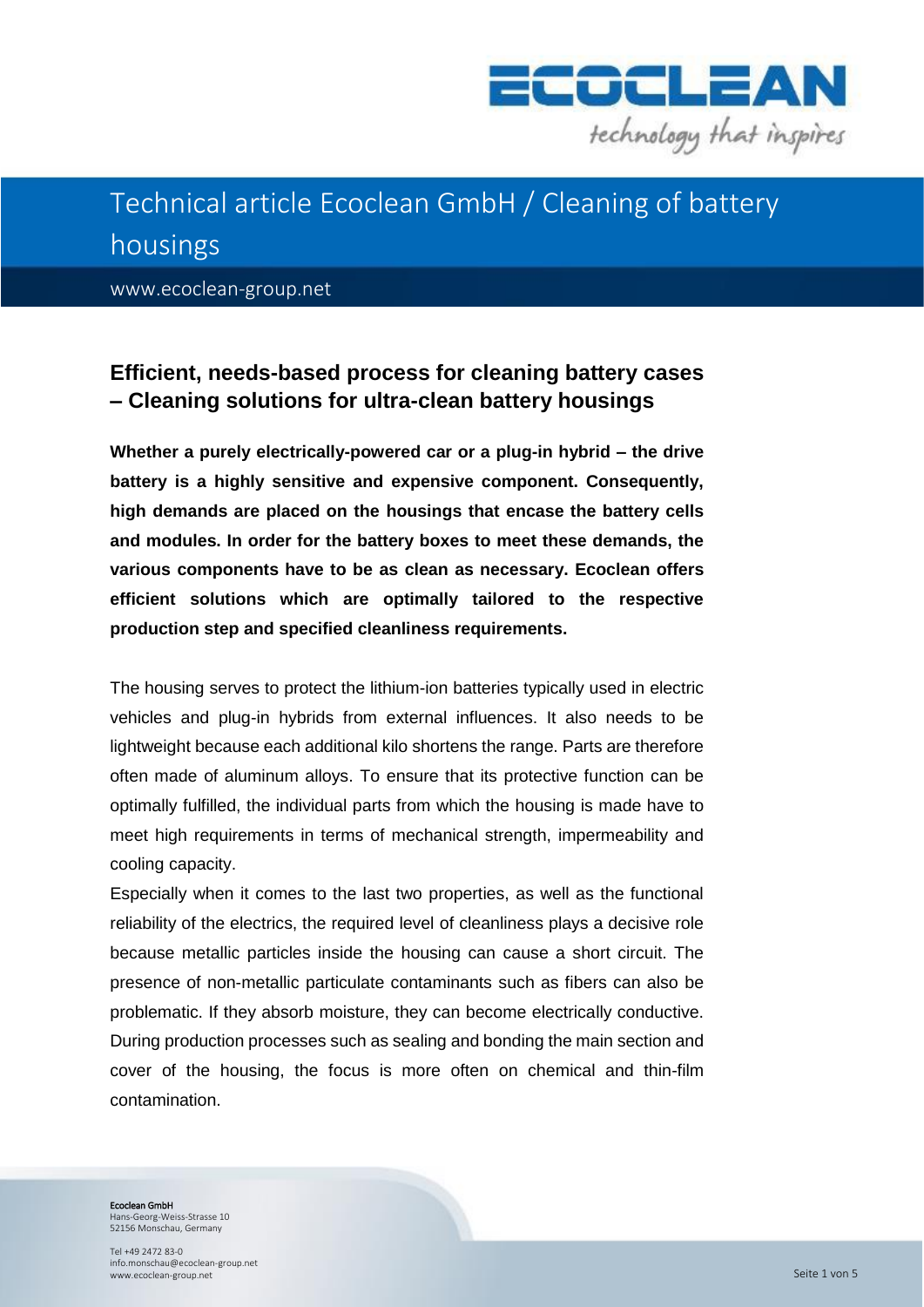# Technical article Ecoclean GmbH / Cleaning of battery housings

www.ecoclean-group.net

## Efficient, needs-based process for cleaning battery cases – Cleaning solutions for ultra-clean battery housings

**Whether a purely electrically-powered car or a plug-in hybrid – the drive battery is a highly sensitive and expensive component. Consequently, high demands are placed on the housings that encase the battery cells and modules. In order for the battery boxes to meet these demands, the various components have to be as clean as necessary. Ecoclean offers efficient solutions which are optimally tailored to the respective production step and specified cleanliness requirements.**

The housing serves to protect the lithium-ion batteries typically used in electric vehicles and plug-in hybrids from external influences. It also needs to be lightweight because each additional kilo shortens the range. Parts are therefore often made of aluminum alloys. To ensure that its protective function can be optimally fulfilled, the individual parts from which the housing is made have to meet high requirements in terms of mechanical strength, impermeability and cooling capacity.

Especially when it comes to the last two properties, as well as the functional reliability of the electrics, the required level of cleanliness plays a decisive role because metallic particles inside the housing can cause a short circuit. The presence of non-metallic particulate contaminants such as fibers can also be problematic. If they absorb moisture, they can become electrically conductive. During production processes such as sealing and bonding the main section and cover of the housing, the focus is more often on chemical and thin-film contamination.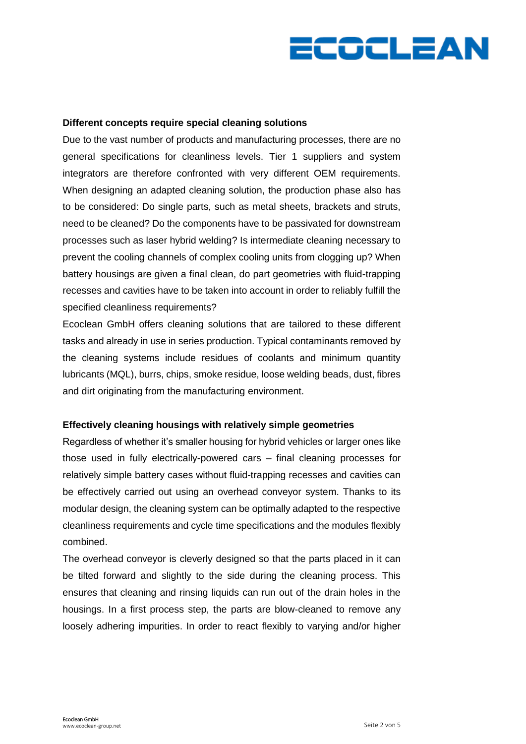### Different concepts require special cleaning solutions

Due to the vast number of products and manufacturing processes, there are no general specifications for cleanliness levels. Tier 1 suppliers and system integrators are therefore confronted with very different OEM requirements. When designing an adapted cleaning solution, the production phase also has to be considered: Do single parts, such as metal sheets, brackets and struts, need to be cleaned? Do the components have to be passivated for downstream processes such as laser hybrid welding? Is intermediate cleaning necessary to prevent the cooling channels of complex cooling units from clogging up? When battery housings are given a final clean, do part geometries with fluid-trapping recesses and cavities have to be taken into account in order to reliably fulfill the specified cleanliness requirements?

Ecoclean GmbH offers cleaning solutions that are tailored to these different tasks and already in use in series production. Typical contaminants removed by the cleaning systems include residues of coolants and minimum quantity lubricants (MQL), burrs, chips, smoke residue, loose welding beads, dust, fibres and dirt originating from the manufacturing environment.

### Effectively cleaning housings with relatively simple geometries

Regardless of whether it's smaller housing for hybrid vehicles or larger ones like those used in fully electrically-powered cars – final cleaning processes for relatively simple battery cases without fluid-trapping recesses and cavities can be effectively carried out using an overhead conveyor system. Thanks to its modular design, the cleaning system can be optimally adapted to the respective cleanliness requirements and cycle time specifications and the modules flexibly combined.

The overhead conveyor is cleverly designed so that the parts placed in it can be tilted forward and slightly to the side during the cleaning process. This ensures that cleaning and rinsing liquids can run out of the drain holes in the housings. In a first process step, the parts are blow-cleaned to remove any loosely adhering impurities. In order to react flexibly to varying and/or higher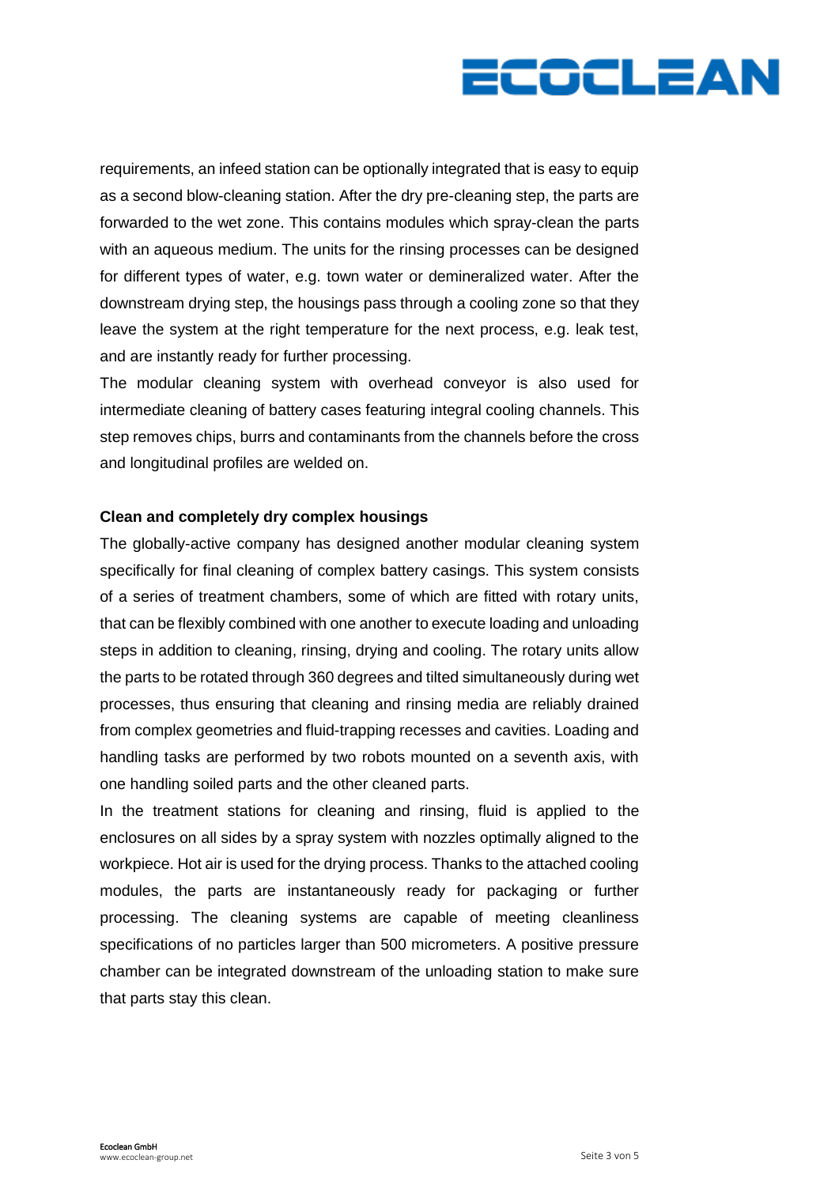requirements, an infeed station can be optionally integrated that is easy to equip as a second blow-cleaning station. After the dry pre-cleaning step, the parts are forwarded to the wet zone. This contains modules which spray-clean the parts with an aqueous medium. The units for the rinsing processes can be designed for different types of water, e.g. town water or demineralized water. After the downstream drying step, the housings pass through a cooling zone so that they leave the system at the right temperature for the next process, e.g. leak test, and are instantly ready for further processing.

The modular cleaning system with overhead conveyor is also used for intermediate cleaning of battery cases featuring integral cooling channels. This step removes chips, burrs and contaminants from the channels before the cross and longitudinal profiles are welded on.

**Clean and completely dry complex housings**

The globally-active company has designed another modular cleaning system specifically for final cleaning of complex battery casings. This system consists of a series of treatment chambers, some of which are fitted with rotary units, that can be flexibly combined with one another to execute loading and unloading steps in addition to cleaning, rinsing, drying and cooling. The rotary units allow the parts to be rotated through 360 degrees and tilted simultaneously during wet processes, thus ensuring that cleaning and rinsing media are reliably drained from complex geometries and fluid-trapping recesses and cavities. Loading and handling tasks are performed by two robots mounted on a seventh axis, with one handling soiled parts and the other cleaned parts.

In the treatment stations for cleaning and rinsing, fluid is applied to the enclosures on all sides by a spray system with nozzles optimally aligned to the workpiece. Hot air is used for the drying process. Thanks to the attached cooling modules, the parts are instantaneously ready for packaging or further processing. The cleaning systems are capable of meeting cleanliness specifications of no particles larger than 500 micrometers. A positive pressure chamber can be integrated downstream of the unloading station to make sure that parts stay this clean.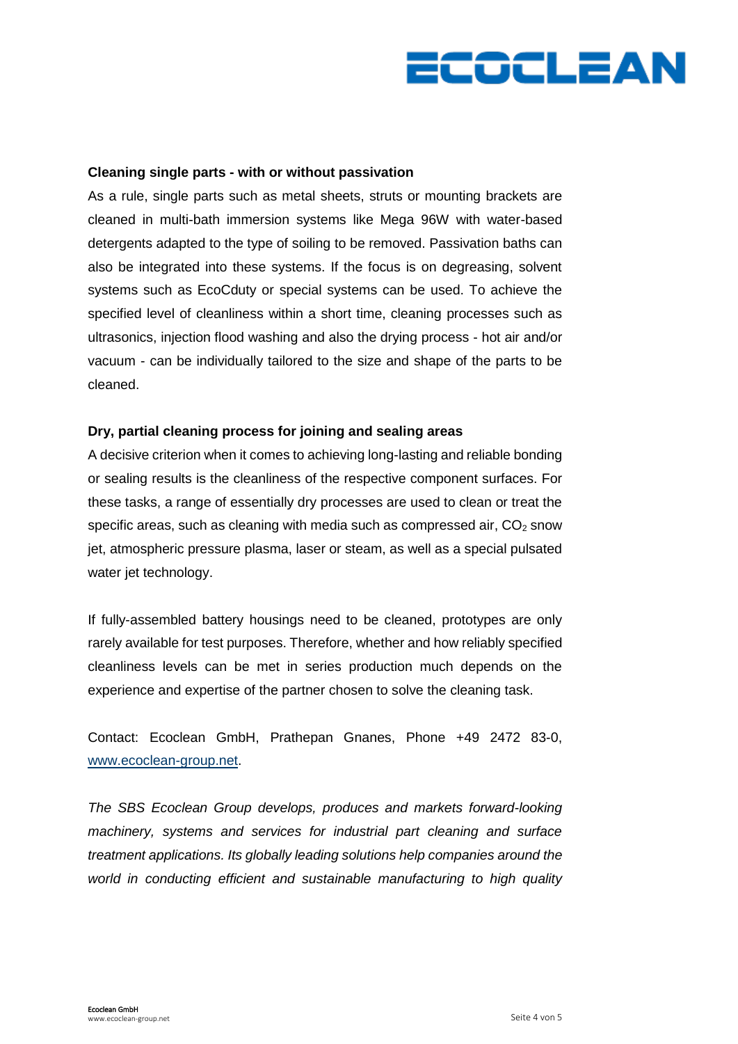**Cleaning single parts - with or without passivation**

As a rule, single parts such as metal sheets, struts or mounting brackets are cleaned in multi-bath immersion systems like Mega 96W with water-based detergents adapted to the type of soiling to be removed. Passivation baths can also be integrated into these systems. If the focus is on degreasing, solvent systems such as EcoCduty or special systems can be used. To achieve the specified level of cleanliness within a short time, cleaning processes such as ultrasonics, injection flood washing and also the drying process - hot air and/or vacuum - can be individually tailored to the size and shape of the parts to be cleaned.

**Dry, partial cleaning process for joining and sealing areas**

A decisive criterion when it comes to achieving long-lasting and reliable bonding or sealing results is the cleanliness of the respective component surfaces. For these tasks, a range of essentially dry processes are used to clean or treat the specific areas, such as cleaning with media such as compressed air, $CO_2$ snow jet, atmospheric pressure plasma, laser or steam, as well as a special pulsated water jet technology.

If fully-assembled battery housings need to be cleaned, prototypes are only rarely available for test purposes. Therefore, whether and how reliably specified cleanliness levels can be met in series production much depends on the experience and expertise of the partner chosen to solve the cleaning task.

Contact: Ecoclean GmbH, Prathepan Gnanes, Phone +49 2472 83-0, www.ecoclean-group.net.

*The SBS Ecoclean Group develops, produces and markets forward-looking machinery, systems and services for industrial part cleaning and surface treatment applications. Its globally leading solutions help companies around the world in conducting efficient and sustainable manufacturing to high quality*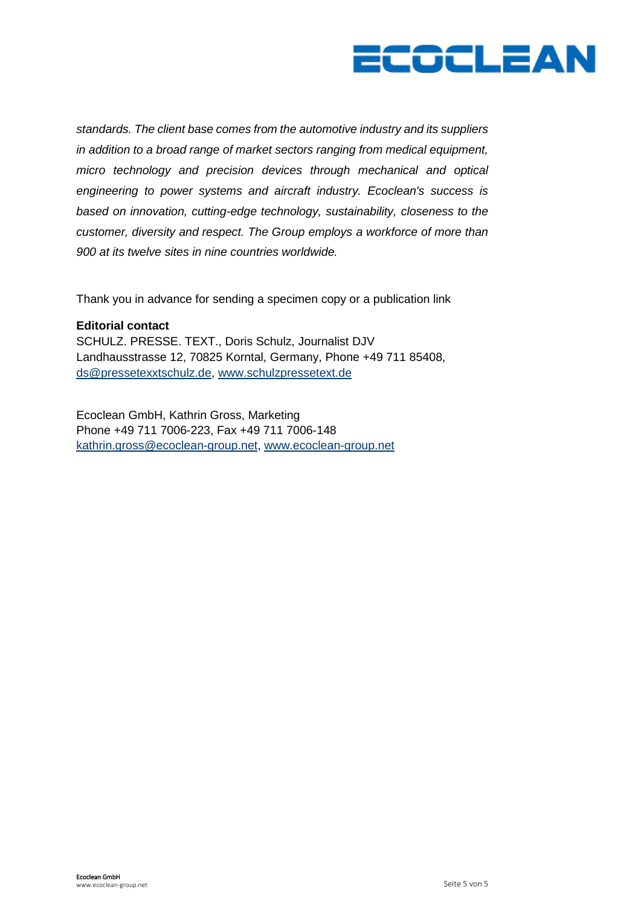*standards. The client base comes from the automotive industry and its suppliers in addition to a broad range of market sectors ranging from medical equipment, micro technology and precision devices through mechanical and optical engineering to power systems and aircraft industry. Ecoclean's success is based on innovation, cutting-edge technology, sustainability, closeness to the customer, diversity and respect. The Group employs a workforce of more than 900 at its twelve sites in nine countries worldwide.*

Thank you in advance for sending a specimen copy or a publication link

**Editorial contact**
SCHULZ. PRESSE. TEXT., Doris Schulz, Journalist DJV
Landhausstrasse 12, 70825 Korntal, Germany, Phone +49 711 85408,
[ds@pressetexxtschulz.de](mailto:ds@pressetexxtschulz.de), [www.schulzpressetext.de](http://www.schulzpressetext.de)

Ecoclean GmbH, Kathrin Gross, Marketing
Phone +49 711 7006-223, Fax +49 711 7006-148
[kathrin.gross@ecoclean-group.net](mailto:kathrin.gross@ecoclean-group.net), [www.ecoclean-group.net](http://www.ecoclean-group.net)